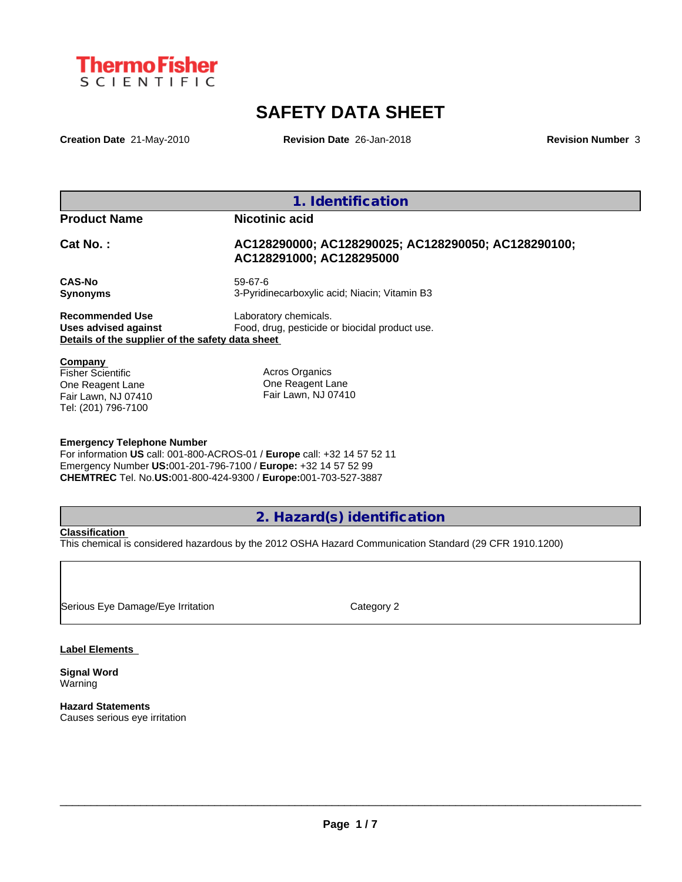ThermoFisher SCIENTIFIC

# SAFETY DATA SHEET

**Creation Date** 21-May-2010 **Revision Date** 26-Jan-2018 **Revision Number** 3

## 1. Identification

**Product Name** **Nicotinic acid**

**Cat No. :** **AC128290000; AC128290025; AC128290050; AC128290100; AC128291000; AC128295000**

**CAS-No** 59-67-6
**Synonyms** 3-Pyridinecarboxylic acid; Niacin; Vitamin B3

**Recommended Use** Laboratory chemicals.
**Uses advised against** Food, drug, pesticide or biocidal product use.

**Details of the supplier of the safety data sheet**

**Company**
Fisher Scientific
One Reagent Lane
Fair Lawn, NJ 07410
Tel: (201) 796-7100

Acros Organics
One Reagent Lane
Fair Lawn, NJ 07410

**Emergency Telephone Number**
For information **US** call: 001-800-ACROS-01 / **Europe** call: +32 14 57 52 11
Emergency Number **US:**001-201-796-7100 / **Europe:** +32 14 57 52 99
**CHEMTREC** Tel. No.**US:**001-800-424-9300 / **Europe:**001-703-527-3887

## 2. Hazard(s) identification

**Classification**
This chemical is considered hazardous by the 2012 OSHA Hazard Communication Standard (29 CFR 1910.1200)

| | |
|---|---|
| Serious Eye Damage/Eye Irritation | Category 2 |

**Label Elements**

**Signal Word**
Warning

**Hazard Statements**
Causes serious eye irritation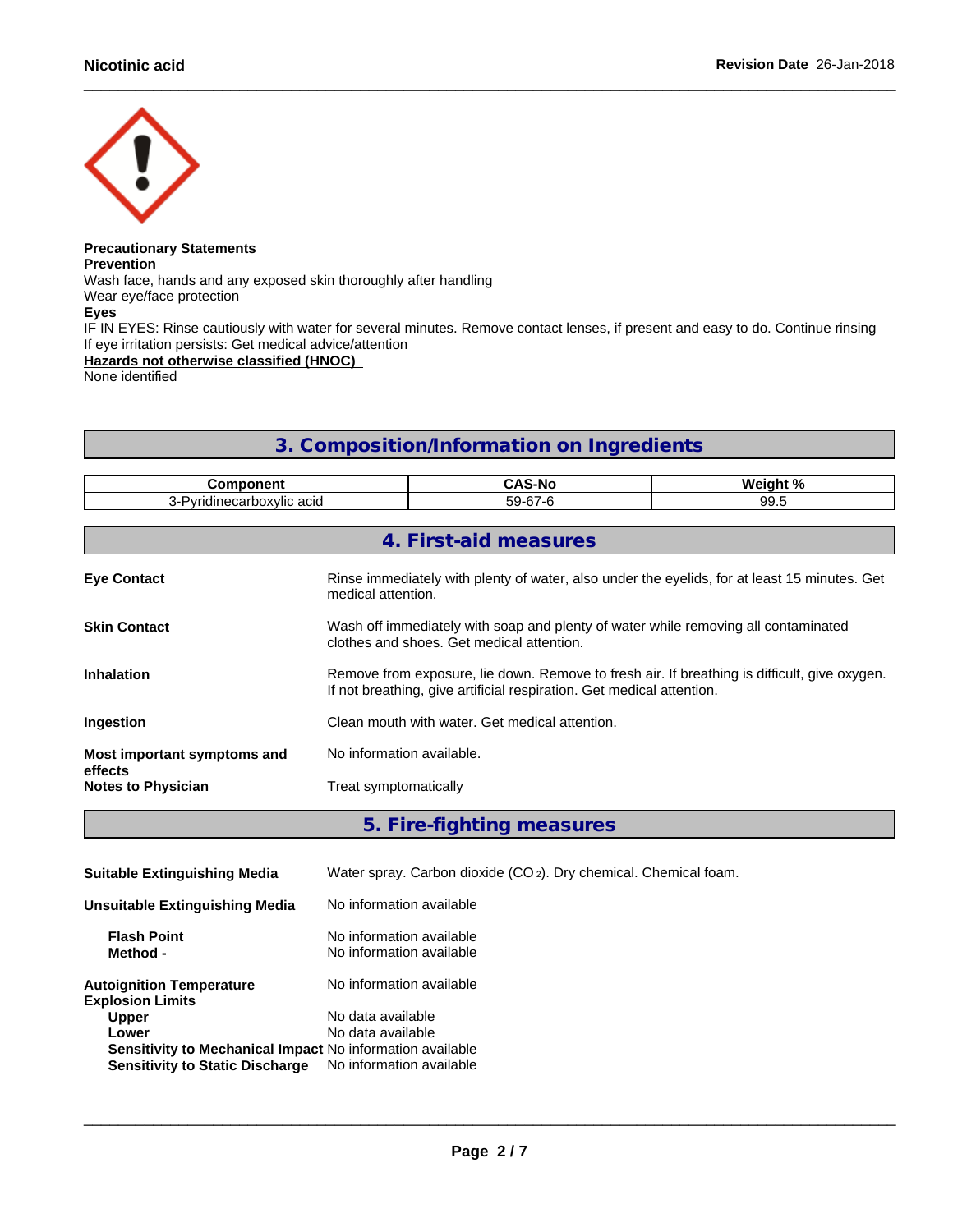**Precautionary Statements**

**Prevention**

Wash face, hands and any exposed skin thoroughly after handling

Wear eye/face protection

**Eyes**

IF IN EYES: Rinse cautiously with water for several minutes. Remove contact lenses, if present and easy to do. Continue rinsing

If eye irritation persists: Get medical advice/attention

**Hazards not otherwise classified (HNOC)**

None identified

## 3. Composition/Information on Ingredients

| Component | CAS-No | Weight % |
|---|---|---|
| 3-Pyridinecarboxylic acid | 59-67-6 | 99.5 |

## 4. First-aid measures

**Eye Contact**
Rinse immediately with plenty of water, also under the eyelids, for at least 15 minutes. Get medical attention.

**Skin Contact**
Wash off immediately with soap and plenty of water while removing all contaminated clothes and shoes. Get medical attention.

**Inhalation**
Remove from exposure, lie down. Remove to fresh air. If breathing is difficult, give oxygen. If not breathing, give artificial respiration. Get medical attention.

**Ingestion**
Clean mouth with water. Get medical attention.

**Most important symptoms and effects**
No information available.

**Notes to Physician**
Treat symptomatically

## 5. Fire-fighting measures

**Suitable Extinguishing Media**
Water spray. Carbon dioxide ($CO_2$). Dry chemical. Chemical foam.

**Unsuitable Extinguishing Media**
No information available

**Flash Point**
No information available

**Method -**
No information available

**Autoignition Temperature**
No information available

**Explosion Limits**

**Upper**
No data available

**Lower**
No data available

**Sensitivity to Mechanical Impact**
No information available

**Sensitivity to Static Discharge**
No information available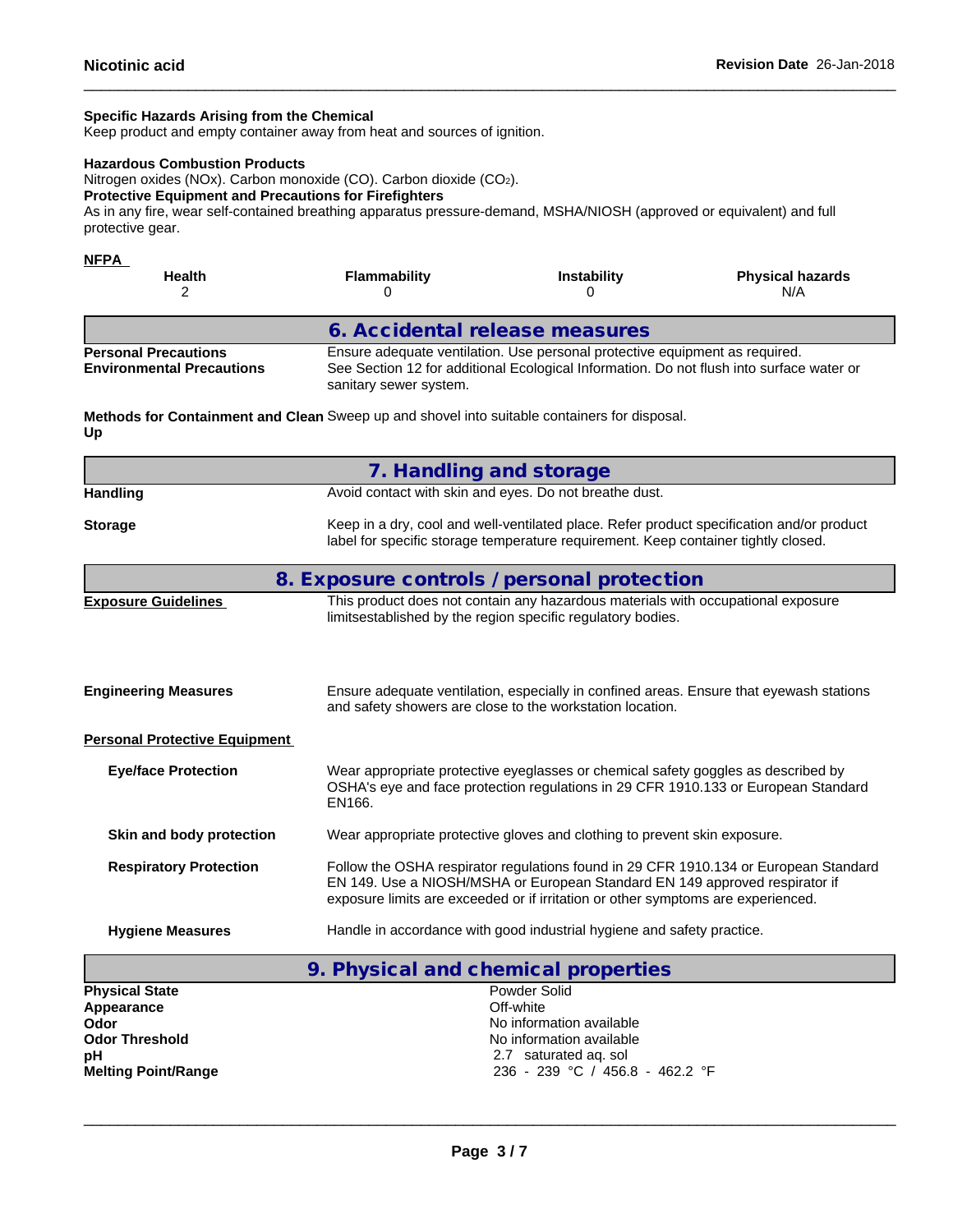**Specific Hazards Arising from the Chemical**
Keep product and empty container away from heat and sources of ignition.

**Hazardous Combustion Products**
Nitrogen oxides (NOx). Carbon monoxide (CO). Carbon dioxide ($CO_2$).

**Protective Equipment and Precautions for Firefighters**
As in any fire, wear self-contained breathing apparatus pressure-demand, MSHA/NIOSH (approved or equivalent) and full protective gear.

**NFPA**

| Health | Flammability | Instability | Physical hazards |
|---|---|---|---|
| 2 | 0 | 0 | N/A |

## 6. Accidental release measures

**Personal Precautions** Ensure adequate ventilation. Use personal protective equipment as required.

**Environmental Precautions** See Section 12 for additional Ecological Information. Do not flush into surface water or sanitary sewer system.

**Methods for Containment and Clean Up** Sweep up and shovel into suitable containers for disposal.

## 7. Handling and storage

**Handling** Avoid contact with skin and eyes. Do not breathe dust.

**Storage** Keep in a dry, cool and well-ventilated place. Refer product specification and/or product label for specific storage temperature requirement. Keep container tightly closed.

## 8. Exposure controls / personal protection

**Exposure Guidelines** This product does not contain any hazardous materials with occupational exposure limitsestablished by the region specific regulatory bodies.

**Engineering Measures** Ensure adequate ventilation, especially in confined areas. Ensure that eyewash stations and safety showers are close to the workstation location.

**Personal Protective Equipment**

**Eye/face Protection** Wear appropriate protective eyeglasses or chemical safety goggles as described by OSHA's eye and face protection regulations in 29 CFR 1910.133 or European Standard EN166.

**Skin and body protection** Wear appropriate protective gloves and clothing to prevent skin exposure.

**Respiratory Protection** Follow the OSHA respirator regulations found in 29 CFR 1910.134 or European Standard EN 149. Use a NIOSH/MSHA or European Standard EN 149 approved respirator if exposure limits are exceeded or if irritation or other symptoms are experienced.

**Hygiene Measures** Handle in accordance with good industrial hygiene and safety practice.

## 9. Physical and chemical properties

| | |
|---|---|
| **Physical State** | Powder Solid |
| **Appearance** | Off-white |
| **Odor** | No information available |
| **Odor Threshold** | No information available |
| **pH** | 2.7 saturated aq. sol |
| **Melting Point/Range** | 236 - 239 °C / 456.8 - 462.2 °F |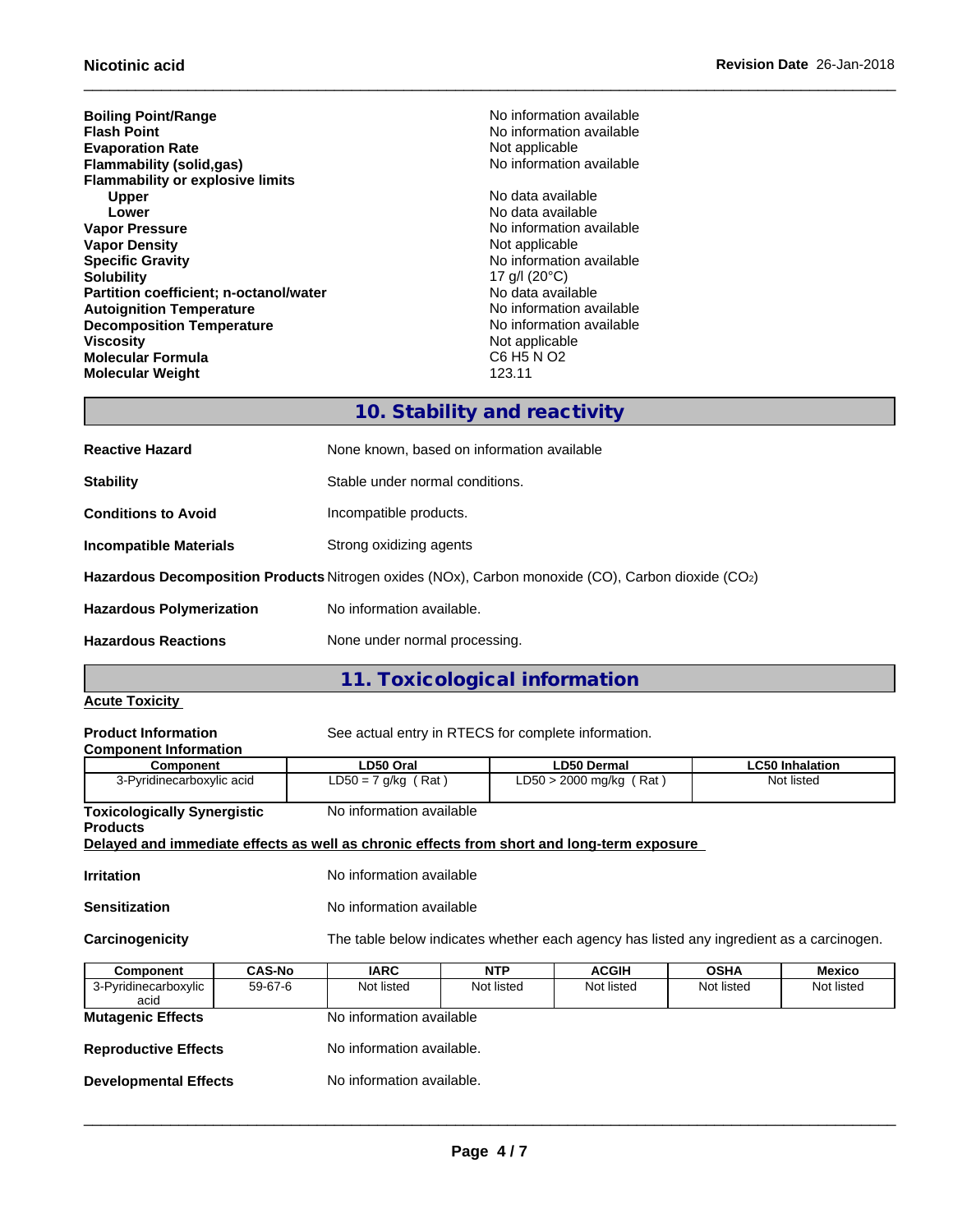| | |
|---|---|
| **Boiling Point/Range** | No information available |
| **Flash Point** | No information available |
| **Evaporation Rate** | Not applicable |
| **Flammability (solid,gas)** | No information available |
| **Flammability or explosive limits** | |
| **Upper** | No data available |
| **Lower** | No data available |
| **Vapor Pressure** | No information available |
| **Vapor Density** | Not applicable |
| **Specific Gravity** | No information available |
| **Solubility** | 17 g/l (20°C) |
| **Partition coefficient; n-octanol/water** | No data available |
| **Autoignition Temperature** | No information available |
| **Decomposition Temperature** | No information available |
| **Viscosity** | Not applicable |
| **Molecular Formula** | C6 H5 N O2 |
| **Molecular Weight** | 123.11 |

## 10. Stability and reactivity

**Reactive Hazard** None known, based on information available

**Stability** Stable under normal conditions.

**Conditions to Avoid** Incompatible products.

**Incompatible Materials** Strong oxidizing agents

**Hazardous Decomposition Products** Nitrogen oxides (NOx), Carbon monoxide (CO), Carbon dioxide ($CO_2$)

**Hazardous Polymerization** No information available.

**Hazardous Reactions** None under normal processing.

## 11. Toxicological information

**Acute Toxicity**

**Product Information** See actual entry in RTECS for complete information.

**Component Information**

| Component | LD50 Oral | LD50 Dermal | LC50 Inhalation |
|---|---|---|---|
| 3-Pyridinecarboxylic acid | LD50 = 7 g/kg ( Rat ) | LD50 > 2000 mg/kg ( Rat ) | Not listed |

**Toxicologically Synergistic Products** No information available

**Delayed and immediate effects as well as chronic effects from short and long-term exposure**

**Irritation** No information available

**Sensitization** No information available

**Carcinogenicity** The table below indicates whether each agency has listed any ingredient as a carcinogen.

| Component | CAS-No | IARC | NTP | ACGIH | OSHA | Mexico |
|---|---|---|---|---|---|---|
| 3-Pyridinecarboxylic acid | 59-67-6 | Not listed | Not listed | Not listed | Not listed | Not listed |

**Mutagenic Effects** No information available

**Reproductive Effects** No information available.

**Developmental Effects** No information available.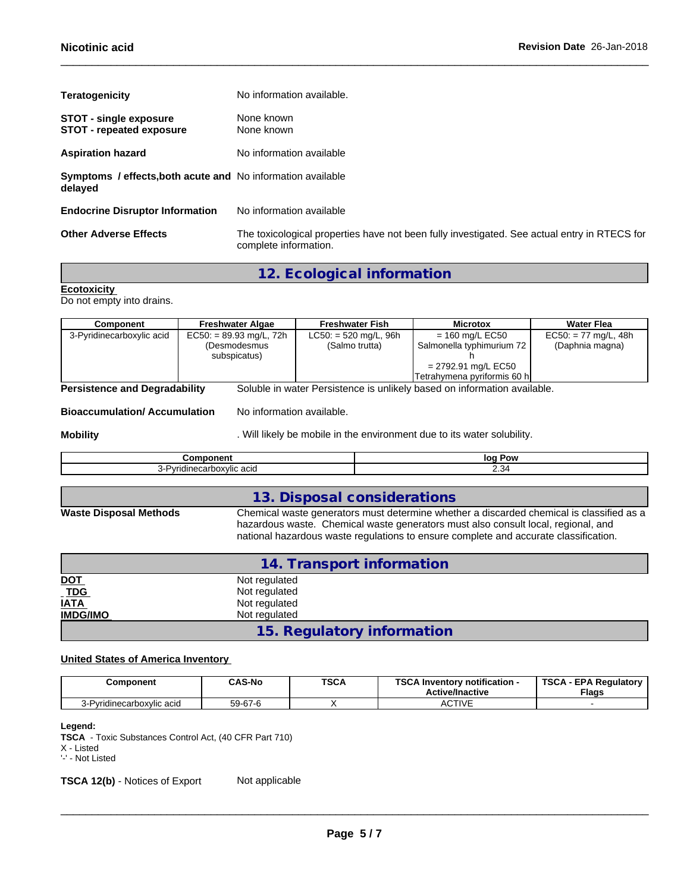| | |
|---|---|
| **Teratogenicity** | No information available. |
| **STOT - single exposure** | None known |
| **STOT - repeated exposure** | None known |
| **Aspiration hazard** | No information available |
| **Symptoms / effects,both acute and delayed** | No information available |
| **Endocrine Disruptor Information** | No information available |
| **Other Adverse Effects** | The toxicological properties have not been fully investigated. See actual entry in RTECS for complete information. |

## 12. Ecological information

**Ecotoxicity**

Do not empty into drains.

| Component | Freshwater Algae | Freshwater Fish | Microtox | Water Flea |
|---|---|---|---|---|
| 3-Pyridinecarboxylic acid | EC50: = 89.93 mg/L, 72h (Desmodesmus subspicatus) | LC50: = 520 mg/L, 96h (Salmo trutta) | = 160 mg/L EC50 Salmonella typhimurium 72 h<br>= 2792.91 mg/L EC50 Tetrahymena pyriformis 60 h | EC50: = 77 mg/L, 48h (Daphnia magna) |

| | |
|---|---|
| **Persistence and Degradability** | Soluble in water Persistence is unlikely based on information available. |
| **Bioaccumulation/ Accumulation** | No information available. |
| **Mobility** | . Will likely be mobile in the environment due to its water solubility. |

| Component | log Pow |
|---|---|
| 3-Pyridinecarboxylic acid | 2.34 |

## 13. Disposal considerations

| | |
|---|---|
| **Waste Disposal Methods** | Chemical waste generators must determine whether a discarded chemical is classified as a hazardous waste. Chemical waste generators must also consult local, regional, and national hazardous waste regulations to ensure complete and accurate classification. |

## 14. Transport information

| | |
|---|---|
| **DOT** | Not regulated |
| **TDG** | Not regulated |
| **IATA** | Not regulated |
| **IMDG/IMO** | Not regulated |

## 15. Regulatory information

**United States of America Inventory**

| Component | CAS-No | TSCA | TSCA Inventory notification - Active/Inactive | TSCA - EPA Regulatory Flags |
|---|---|---|---|---|
| 3-Pyridinecarboxylic acid | 59-67-6 | X | ACTIVE | - |

**Legend:**

**TSCA** - Toxic Substances Control Act, (40 CFR Part 710)

X - Listed

'-' - Not Listed

**TSCA 12(b)** - Notices of Export     Not applicable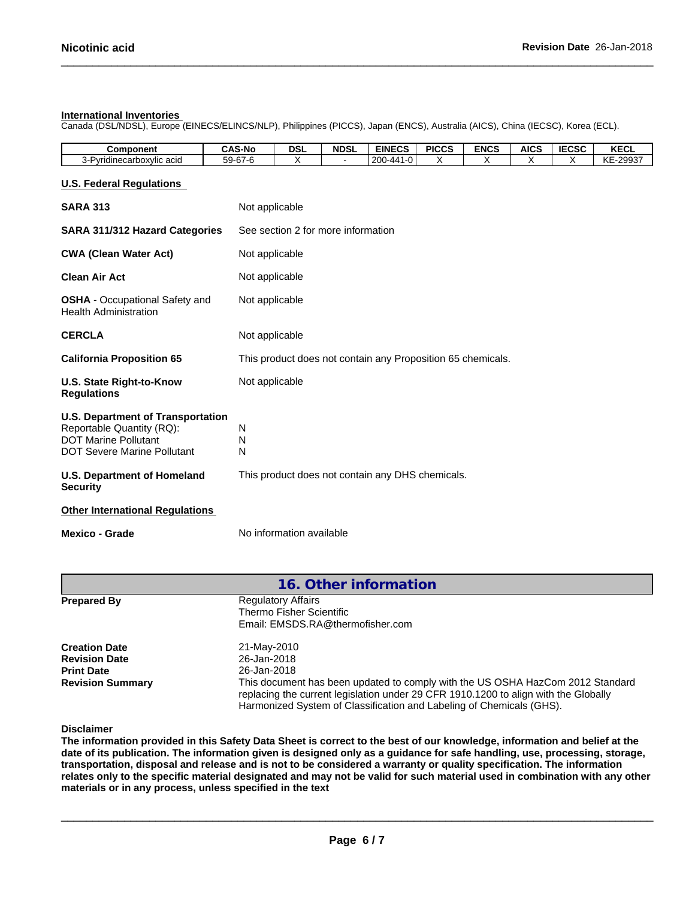#### International Inventories

Canada (DSL/NDSL), Europe (EINECS/ELINCS/NLP), Philippines (PICCS), Japan (ENCS), Australia (AICS), China (IECSC), Korea (ECL).

| Component | CAS-No | DSL | NDSL | EINECS | PICCS | ENCS | AICS | IECSC | KECL |
|---|---|---|---|---|---|---|---|---|---|
| 3-Pyridinecarboxylic acid | 59-67-6 | X | - | 200-441-0 | X | X | X | X | KE-29937 |

#### U.S. Federal Regulations

**SARA 313** Not applicable

**SARA 311/312 Hazard Categories** See section 2 for more information

**CWA (Clean Water Act)** Not applicable

**Clean Air Act** Not applicable

**OSHA** - Occupational Safety and Health Administration Not applicable

**CERCLA** Not applicable

**California Proposition 65** This product does not contain any Proposition 65 chemicals.

**U.S. State Right-to-Know Regulations** Not applicable

**U.S. Department of Transportation**
Reportable Quantity (RQ): N
DOT Marine Pollutant N
DOT Severe Marine Pollutant N

**U.S. Department of Homeland Security** This product does not contain any DHS chemicals.

#### Other International Regulations

**Mexico - Grade** No information available

## 16. Other information

**Prepared By** Regulatory Affairs
Thermo Fisher Scientific
Email: EMSDS.RA@thermofisher.com

**Creation Date** 21-May-2010
**Revision Date** 26-Jan-2018
**Print Date** 26-Jan-2018
**Revision Summary** This document has been updated to comply with the US OSHA HazCom 2012 Standard replacing the current legislation under 29 CFR 1910.1200 to align with the Globally Harmonized System of Classification and Labeling of Chemicals (GHS).

**Disclaimer**

**The information provided in this Safety Data Sheet is correct to the best of our knowledge, information and belief at the date of its publication. The information given is designed only as a guidance for safe handling, use, processing, storage, transportation, disposal and release and is not to be considered a warranty or quality specification. The information relates only to the specific material designated and may not be valid for such material used in combination with any other materials or in any process, unless specified in the text**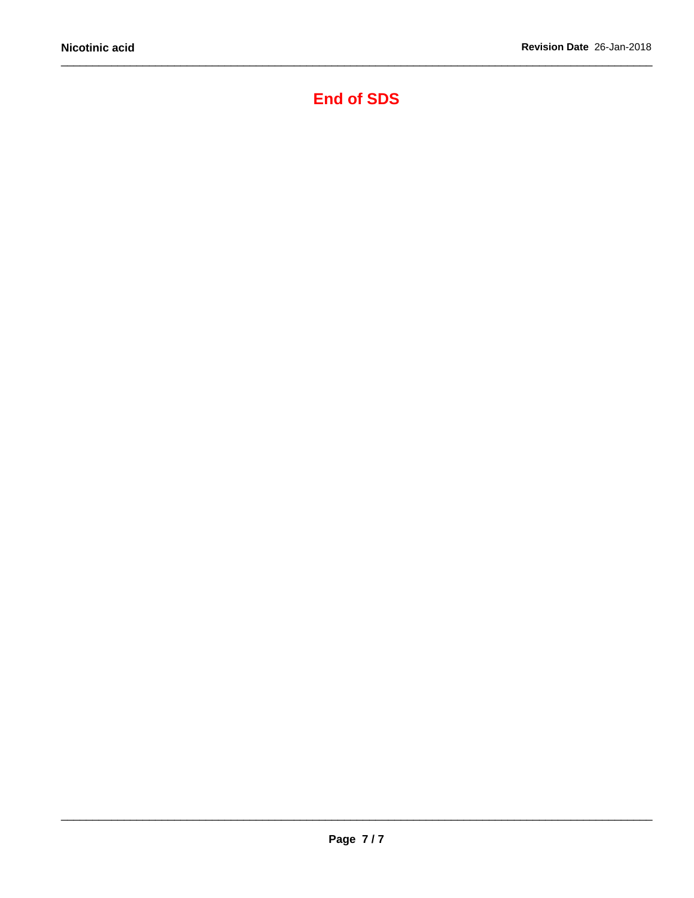**End of SDS**